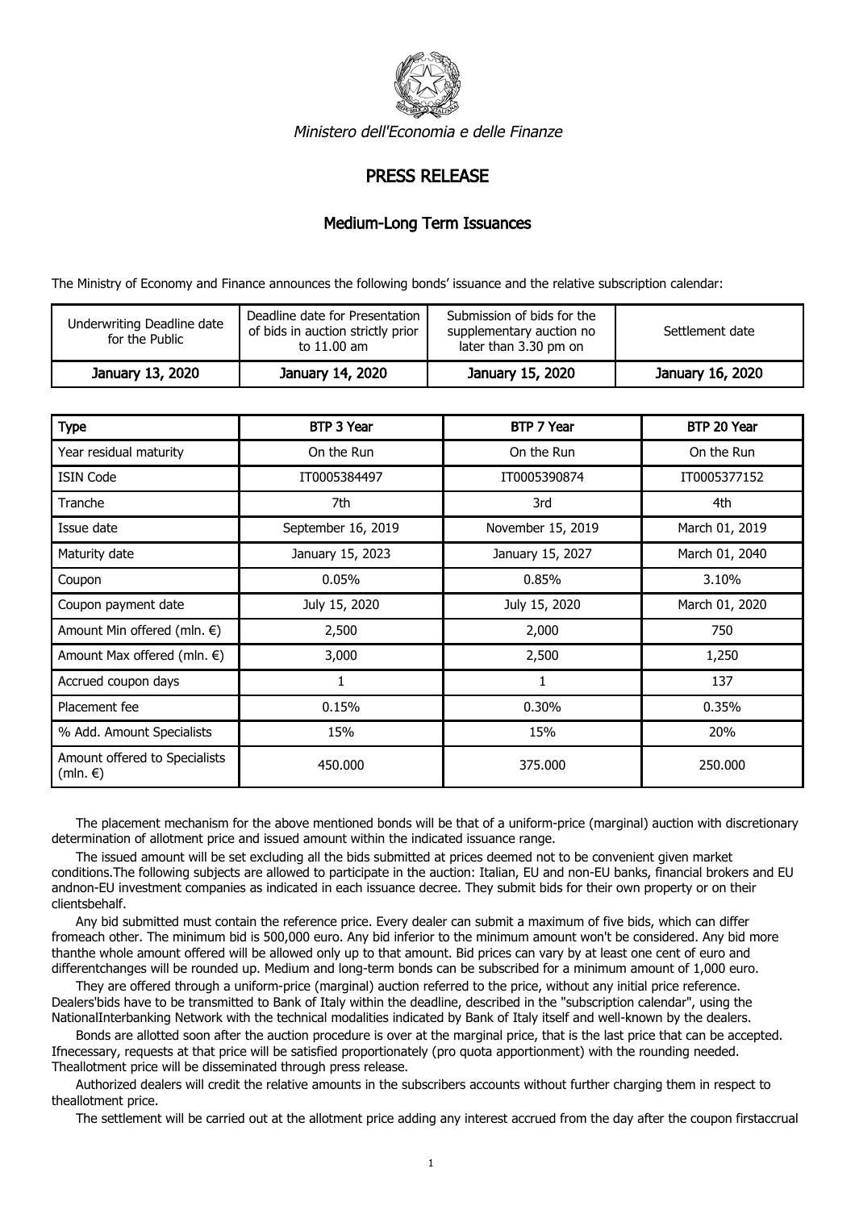*Ministero dell'Economia e delle Finanze*

# PRESS RELEASE

## Medium-Long Term Issuances

The Ministry of Economy and Finance announces the following bonds' issuance and the relative subscription calendar:

| Underwriting Deadline date for the Public | Deadline date for Presentation of bids in auction strictly prior to 11.00 am | Submission of bids for the supplementary auction no later than 3.30 pm on | Settlement date |
|---|---|---|---|
| **January 13, 2020** | **January 14, 2020** | **January 15, 2020** | **January 16, 2020** |

| **Type** | **BTP 3 Year** | **BTP 7 Year** | **BTP 20 Year** |
|---|---|---|---|
| Year residual maturity | On the Run | On the Run | On the Run |
| ISIN Code | IT0005384497 | IT0005390874 | IT0005377152 |
| Tranche | 7th | 3rd | 4th |
| Issue date | September 16, 2019 | November 15, 2019 | March 01, 2019 |
| Maturity date | January 15, 2023 | January 15, 2027 | March 01, 2040 |
| Coupon | 0.05% | 0.85% | 3.10% |
| Coupon payment date | July 15, 2020 | July 15, 2020 | March 01, 2020 |
| Amount Min offered (mln. €) | 2,500 | 2,000 | 750 |
| Amount Max offered (mln. €) | 3,000 | 2,500 | 1,250 |
| Accrued coupon days | 1 | 1 | 137 |
| Placement fee | 0.15% | 0.30% | 0.35% |
| % Add. Amount Specialists | 15% | 15% | 20% |
| Amount offered to Specialists (mln. €) | 450.000 | 375.000 | 250.000 |

The placement mechanism for the above mentioned bonds will be that of a uniform-price (marginal) auction with discretionary determination of allotment price and issued amount within the indicated issuance range.

The issued amount will be set excluding all the bids submitted at prices deemed not to be convenient given market conditions.The following subjects are allowed to participate in the auction: Italian, EU and non-EU banks, financial brokers and EU andnon-EU investment companies as indicated in each issuance decree. They submit bids for their own property or on their clientsbehalf.

Any bid submitted must contain the reference price. Every dealer can submit a maximum of five bids, which can differ fromeach other. The minimum bid is 500,000 euro. Any bid inferior to the minimum amount won't be considered. Any bid more thanthe whole amount offered will be allowed only up to that amount. Bid prices can vary by at least one cent of euro and differentchanges will be rounded up. Medium and long-term bonds can be subscribed for a minimum amount of 1,000 euro.

They are offered through a uniform-price (marginal) auction referred to the price, without any initial price reference. Dealers'bids have to be transmitted to Bank of Italy within the deadline, described in the "subscription calendar", using the NationalInterbanking Network with the technical modalities indicated by Bank of Italy itself and well-known by the dealers.

Bonds are allotted soon after the auction procedure is over at the marginal price, that is the last price that can be accepted. Ifnecessary, requests at that price will be satisfied proportionately (pro quota apportionment) with the rounding needed. Theallotment price will be disseminated through press release.

Authorized dealers will credit the relative amounts in the subscribers accounts without further charging them in respect to theallotment price.

The settlement will be carried out at the allotment price adding any interest accrued from the day after the coupon firstaccrual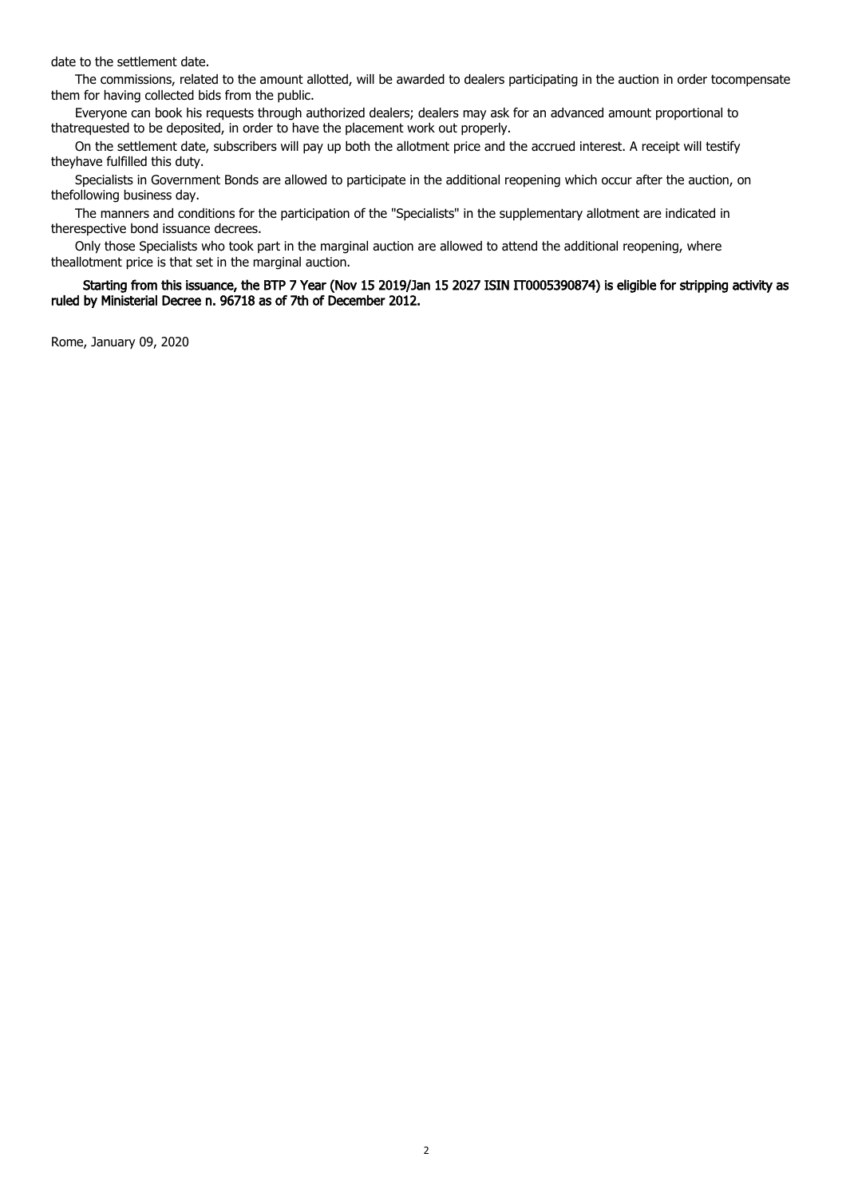date to the settlement date.

The commissions, related to the amount allotted, will be awarded to dealers participating in the auction in order tocompensate them for having collected bids from the public.

Everyone can book his requests through authorized dealers; dealers may ask for an advanced amount proportional to thatrequested to be deposited, in order to have the placement work out properly.

On the settlement date, subscribers will pay up both the allotment price and the accrued interest. A receipt will testify theyhave fulfilled this duty.

Specialists in Government Bonds are allowed to participate in the additional reopening which occur after the auction, on thefollowing business day.

The manners and conditions for the participation of the "Specialists" in the supplementary allotment are indicated in therespective bond issuance decrees.

Only those Specialists who took part in the marginal auction are allowed to attend the additional reopening, where theallotment price is that set in the marginal auction.

**Starting from this issuance, the BTP 7 Year (Nov 15 2019/Jan 15 2027 ISIN IT0005390874) is eligible for stripping activity as ruled by Ministerial Decree n. 96718 as of 7th of December 2012.**

Rome, January 09, 2020